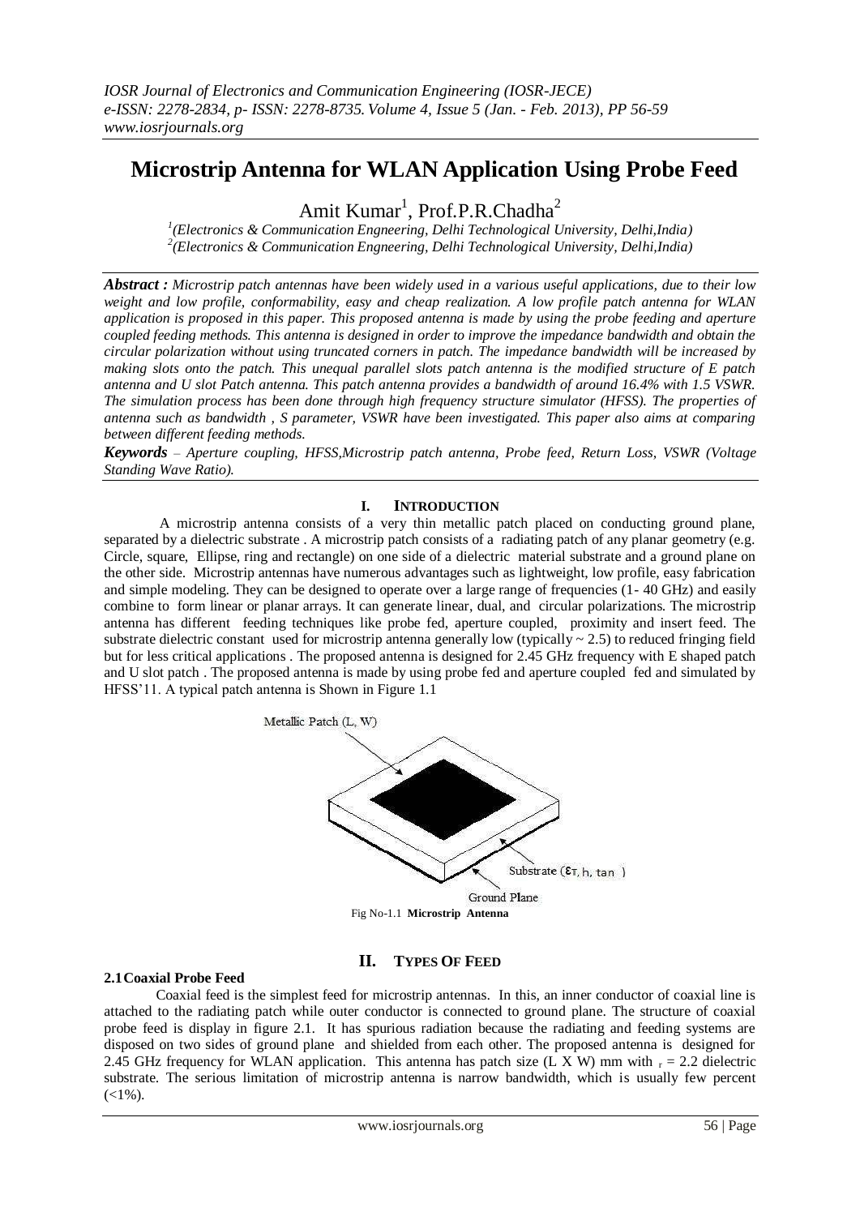# Microstrip Antenna for WLAN Application Using Probe Feed

Amit Kumar[1], Prof.P.R.Chadha[2]

[1](Electronics & Communication Engneering, Delhi Technological University, Delhi,India)
[2](Electronics & Communication Engneering, Delhi Technological University, Delhi,India)

***Abstract :*** *Microstrip patch antennas have been widely used in a various useful applications, due to their low weight and low profile, conformability, easy and cheap realization. A low profile patch antenna for WLAN application is proposed in this paper. This proposed antenna is made by using the probe feeding and aperture coupled feeding methods. This antenna is designed in order to improve the impedance bandwidth and obtain the circular polarization without using truncated corners in patch. The impedance bandwidth will be increased by making slots onto the patch. This unequal parallel slots patch antenna is the modified structure of E patch antenna and U slot Patch antenna. This patch antenna provides a bandwidth of around 16.4% with 1.5 VSWR. The simulation process has been done through high frequency structure simulator (HFSS). The properties of antenna such as bandwidth , S parameter, VSWR have been investigated. This paper also aims at comparing between different feeding methods.*

***Keywords*** *– Aperture coupling, HFSS,Microstrip patch antenna, Probe feed, Return Loss, VSWR (Voltage Standing Wave Ratio).*

## I. Introduction

A microstrip antenna consists of a very thin metallic patch placed on conducting ground plane, separated by a dielectric substrate . A microstrip patch consists of a radiating patch of any planar geometry (e.g. Circle, square, Ellipse, ring and rectangle) on one side of a dielectric material substrate and a ground plane on the other side. Microstrip antennas have numerous advantages such as lightweight, low profile, easy fabrication and simple modeling. They can be designed to operate over a large range of frequencies (1- 40 GHz) and easily combine to form linear or planar arrays. It can generate linear, dual, and circular polarizations. The microstrip antenna has different feeding techniques like probe fed, aperture coupled, proximity and insert feed. The substrate dielectric constant used for microstrip antenna generally low (typically ~ 2.5) to reduced fringing field but for less critical applications . The proposed antenna is designed for 2.45 GHz frequency with E shaped patch and U slot patch . The proposed antenna is made by using probe fed and aperture coupled fed and simulated by HFSS'11. A typical patch antenna is Shown in Figure 1.1

Metallic Patch (L, W)

Substrate ($\varepsilon_r$, h, tan )

Ground Plane

Fig No-1.1 **Microstrip Antenna**

## II. Types Of Feed

### 2.1 Coaxial Probe Feed

Coaxial feed is the simplest feed for microstrip antennas. In this, an inner conductor of coaxial line is attached to the radiating patch while outer conductor is connected to ground plane. The structure of coaxial probe feed is display in figure 2.1. It has spurious radiation because the radiating and feeding systems are disposed on two sides of ground plane and shielded from each other. The proposed antenna is designed for 2.45 GHz frequency for WLAN application. This antenna has patch size (L X W) mm with $_r$ = 2.2 dielectric substrate. The serious limitation of microstrip antenna is narrow bandwidth, which is usually few percent (<1%).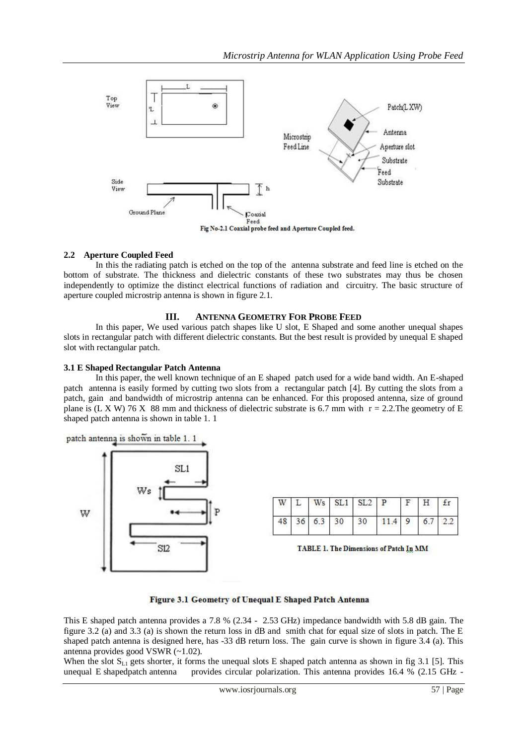Fig No-2.1 Coaxial probe feed and Aperture Coupled feed.

### 2.2 Aperture Coupled Feed

In this the radiating patch is etched on the top of the antenna substrate and feed line is etched on the bottom of substrate. The thickness and dielectric constants of these two substrates may thus be chosen independently to optimize the distinct electrical functions of radiation and circuitry. The basic structure of aperture coupled microstrip antenna is shown in figure 2.1.

## III. ANTENNA GEOMETRY FOR PROBE FEED

In this paper, We used various patch shapes like U slot, E Shaped and some another unequal shapes slots in rectangular patch with different dielectric constants. But the best result is provided by unequal E shaped slot with rectangular patch.

### 3.1 E Shaped Rectangular Patch Antenna

In this paper, the well known technique of an E shaped patch used for a wide band width. An E-shaped patch antenna is easily formed by cutting two slots from a rectangular patch [4]. By cutting the slots from a patch, gain and bandwidth of microstrip antenna can be enhanced. For this proposed antenna, size of ground plane is (L X W) 76 X 88 mm and thickness of dielectric substrate is 6.7 mm with $\varepsilon_r = 2.2$.The geometry of E shaped patch antenna is shown in table 1. 1

| W | L | Ws | SL1 | SL2 | P | F | H | $\varepsilon_r$ |
|---|---|---|---|---|---|---|---|---|
| 48 | 36 | 6.3 | 30 | 30 | 11.4 | 9 | 6.7 | 2.2 |

TABLE 1. The Dimensions of Patch In MM

**Figure 3.1 Geometry of Unequal E Shaped Patch Antenna**

This E shaped patch antenna provides a 7.8 % (2.34 - 2.53 GHz) impedance bandwidth with 5.8 dB gain. The figure 3.2 (a) and 3.3 (a) is shown the return loss in dB and smith chat for equal size of slots in patch. The E shaped patch antenna is designed here, has -33 dB return loss. The gain curve is shown in figure 3.4 (a). This antenna provides good VSWR (~1.02).

When the slot $S_{L1}$ gets shorter, it forms the unequal slots E shaped patch antenna as shown in fig 3.1 [5]. This unequal E shapedpatch antenna provides circular polarization. This antenna provides 16.4 % (2.15 GHz -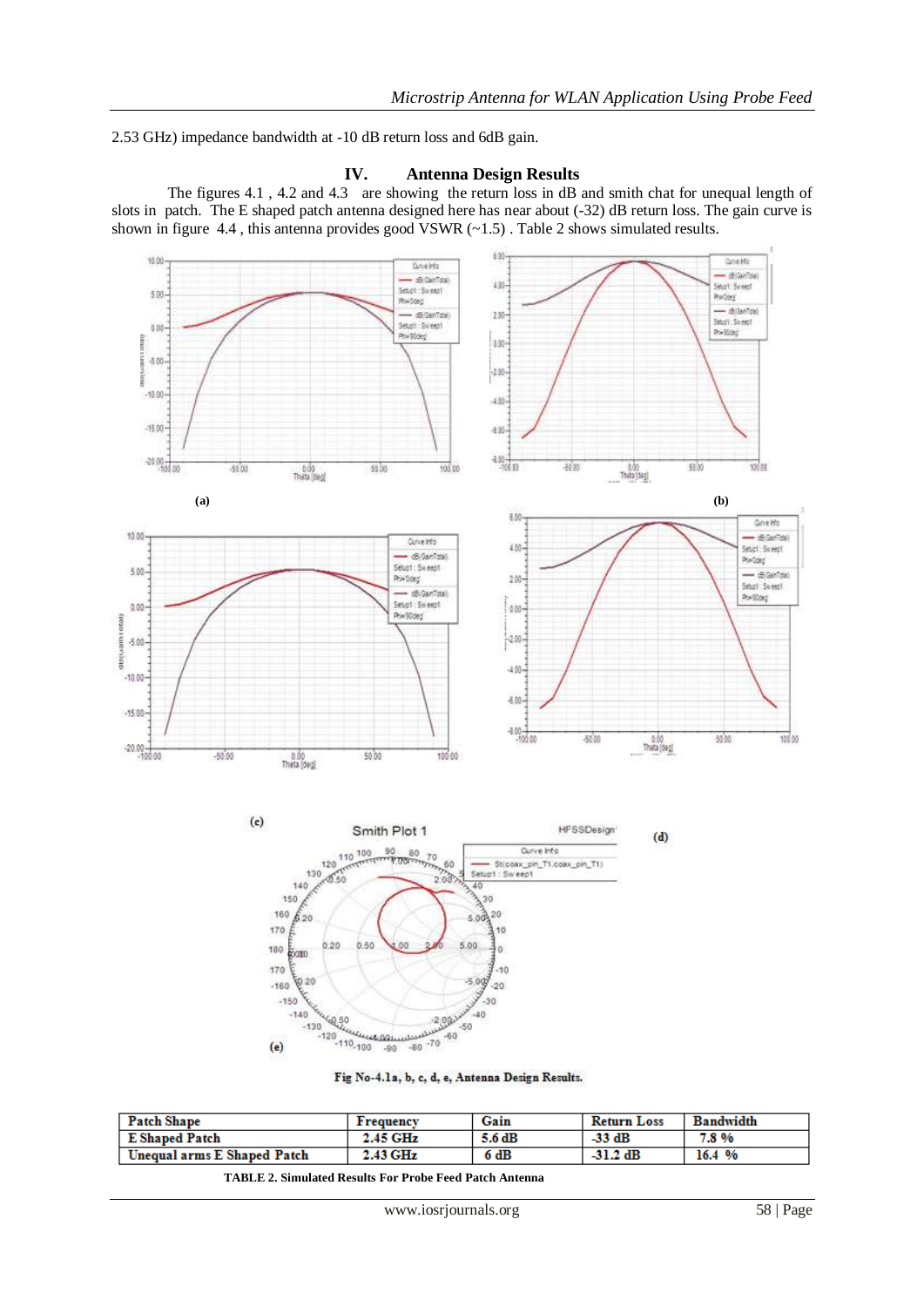2.53 GHz) impedance bandwidth at -10 dB return loss and 6dB gain.

## IV. Antenna Design Results

The figures 4.1 , 4.2 and 4.3 are showing the return loss in dB and smith chat for unequal length of slots in patch. The E shaped patch antenna designed here has near about (-32) dB return loss. The gain curve is shown in figure 4.4 , this antenna provides good VSWR (~1.5) . Table 2 shows simulated results.

**Fig No-4.1a, b, c, d, e, Antenna Design Results.**

| Patch Shape | Frequency | Gain | Return Loss | Bandwidth |
|---|---|---|---|---|
| E Shaped Patch | 2.45 GHz | 5.6 dB | -33 dB | 7.8 % |
| Unequal arms E Shaped Patch | 2.43 GHz | 6 dB | -31.2 dB | 16.4 % |

**TABLE 2. Simulated Results For Probe Feed Patch Antenna**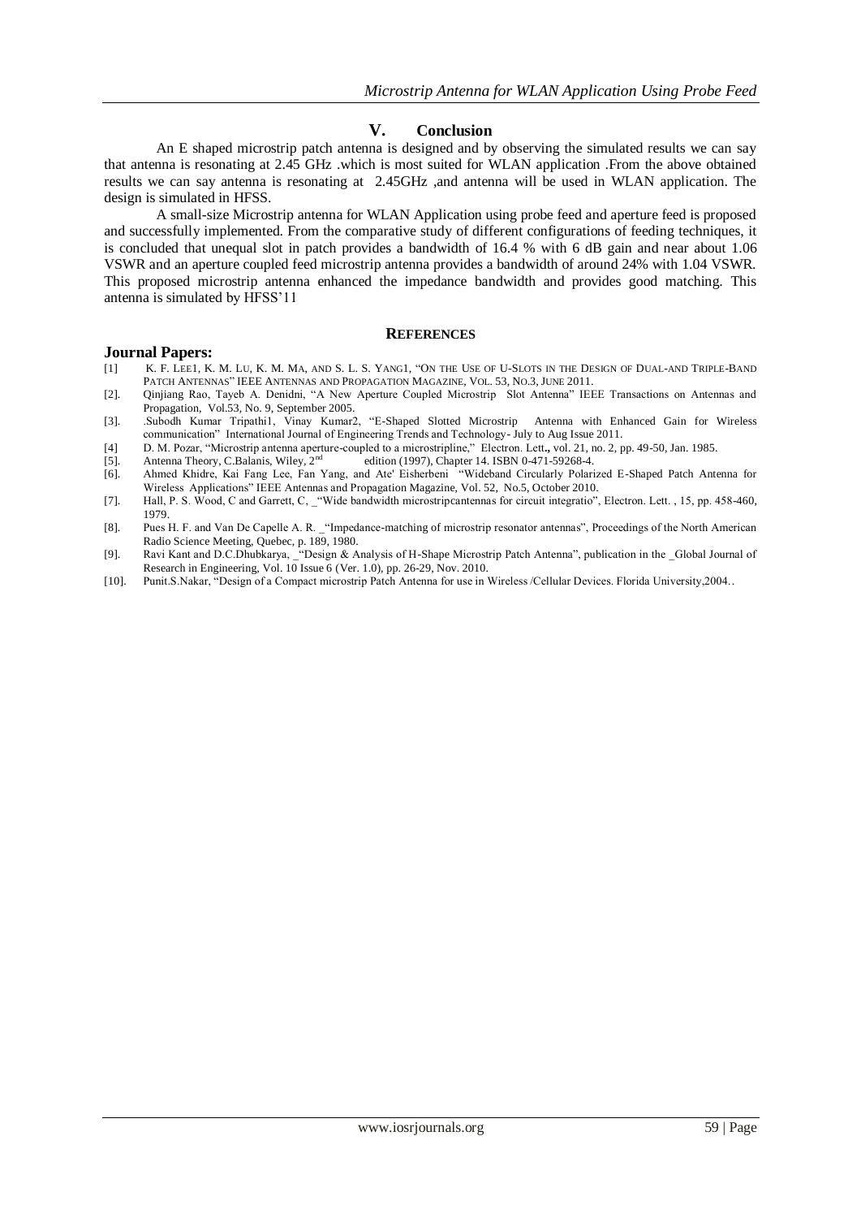## V. Conclusion

An E shaped microstrip patch antenna is designed and by observing the simulated results we can say that antenna is resonating at 2.45 GHz .which is most suited for WLAN application .From the above obtained results we can say antenna is resonating at 2.45GHz ,and antenna will be used in WLAN application. The design is simulated in HFSS.

A small-size Microstrip antenna for WLAN Application using probe feed and aperture feed is proposed and successfully implemented. From the comparative study of different configurations of feeding techniques, it is concluded that unequal slot in patch provides a bandwidth of 16.4 % with 6 dB gain and near about 1.06 VSWR and an aperture coupled feed microstrip antenna provides a bandwidth of around 24% with 1.04 VSWR. This proposed microstrip antenna enhanced the impedance bandwidth and provides good matching. This antenna is simulated by HFSS'11

## REFERENCES

### Journal Papers:

[1] K. F. LEE1, K. M. LU, K. M. MA, AND S. L. S. YANG1, "ON THE USE OF U-SLOTS IN THE DESIGN OF DUAL-AND TRIPLE-BAND PATCH ANTENNAS" IEEE ANTENNAS AND PROPAGATION MAGAZINE, VOL. 53, NO.3, JUNE 2011.

[2]. Qinjiang Rao, Tayeb A. Denidni, "A New Aperture Coupled Microstrip Slot Antenna" IEEE Transactions on Antennas and Propagation, Vol.53, No. 9, September 2005.

[3]. .Subodh Kumar Tripathi1, Vinay Kumar2, "E-Shaped Slotted Microstrip Antenna with Enhanced Gain for Wireless communication" International Journal of Engineering Trends and Technology- July to Aug Issue 2011.

[4] D. M. Pozar, "Microstrip antenna aperture-coupled to a microstripline," Electron. Lett., vol. 21, no. 2, pp. 49-50, Jan. 1985.

[5]. Antenna Theory, C.Balanis, Wiley, 2nd edition (1997), Chapter 14. ISBN 0-471-59268-4.

[6]. Ahmed Khidre, Kai Fang Lee, Fan Yang, and Ate' Eisherbeni "Wideband Circularly Polarized E-Shaped Patch Antenna for Wireless Applications" IEEE Antennas and Propagation Magazine, Vol. 52, No.5, October 2010.

[7]. Hall, P. S. Wood, C and Garrett, C, _"Wide bandwidth microstripcantennas for circuit integratio", Electron. Lett. , 15, pp. 458-460, 1979.

[8]. Pues H. F. and Van De Capelle A. R. _"Impedance-matching of microstrip resonator antennas", Proceedings of the North American Radio Science Meeting, Quebec, p. 189, 1980.

[9]. Ravi Kant and D.C.Dhubkarya, _"Design & Analysis of H-Shape Microstrip Patch Antenna", publication in the _Global Journal of Research in Engineering, Vol. 10 Issue 6 (Ver. 1.0), pp. 26-29, Nov. 2010.

[10]. Punit.S.Nakar, "Design of a Compact microstrip Patch Antenna for use in Wireless /Cellular Devices. Florida University,2004..